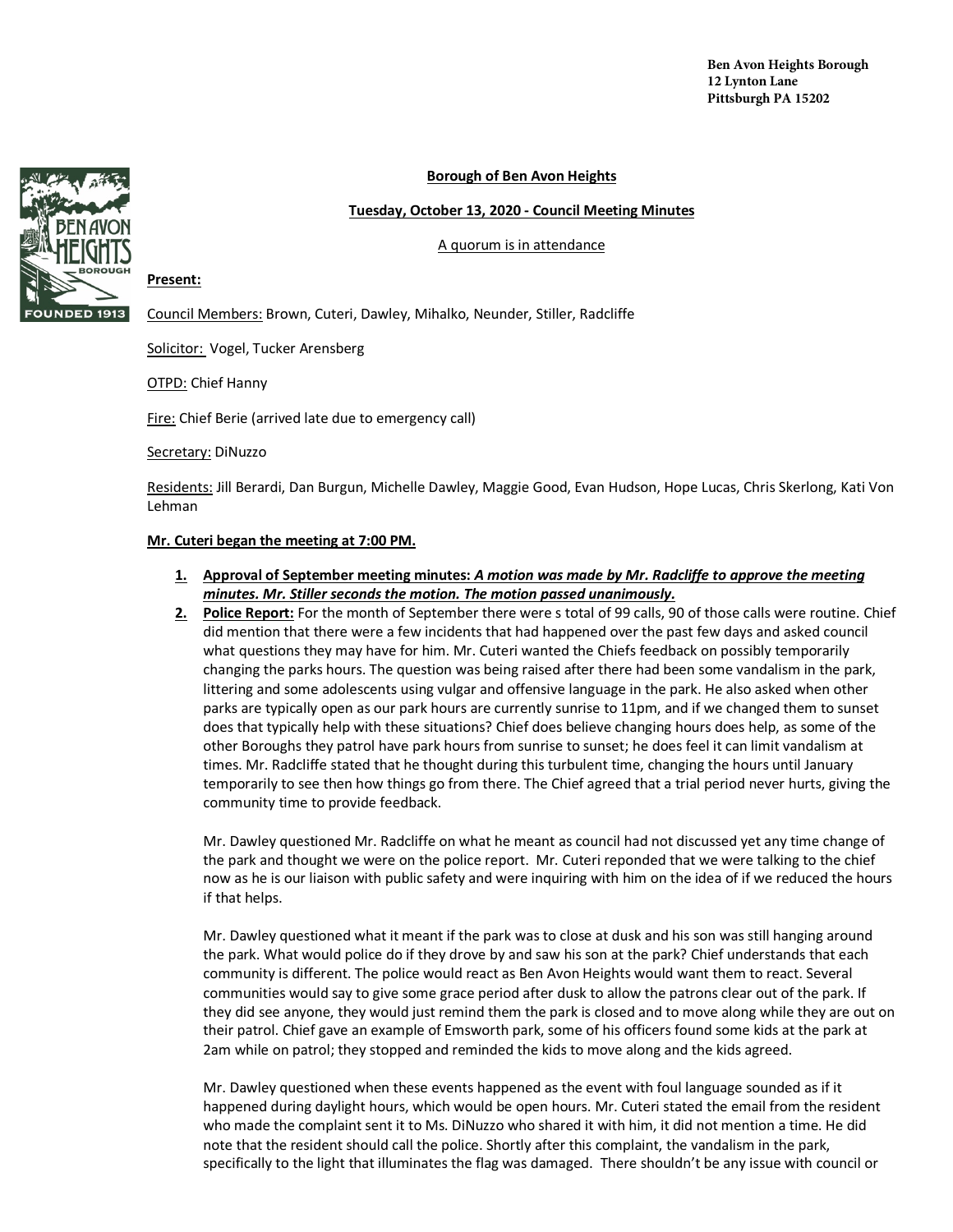Ben Avon Heights Borough
12 Lynton Lane
Pittsburgh PA 15202

**Borough of Ben Avon Heights**

**Tuesday, October 13, 2020 - Council Meeting Minutes**

A quorum is in attendance

**Present:**

Council Members: Brown, Cuteri, Dawley, Mihalko, Neunder, Stiller, Radcliffe

Solicitor: Vogel, Tucker Arensberg

OTPD: Chief Hanny

Fire: Chief Berie (arrived late due to emergency call)

Secretary: DiNuzzo

Residents: Jill Berardi, Dan Burgun, Michelle Dawley, Maggie Good, Evan Hudson, Hope Lucas, Chris Skerlong, Kati Von Lehman

**Mr. Cuteri began the meeting at 7:00 PM.**

1. **Approval of September meeting minutes:** ***A motion was made by Mr. Radcliffe to approve the meeting minutes. Mr. Stiller seconds the motion. The motion passed unanimously.***
2. **Police Report:** For the month of September there were s total of 99 calls, 90 of those calls were routine. Chief did mention that there were a few incidents that had happened over the past few days and asked council what questions they may have for him. Mr. Cuteri wanted the Chiefs feedback on possibly temporarily changing the parks hours. The question was being raised after there had been some vandalism in the park, littering and some adolescents using vulgar and offensive language in the park. He also asked when other parks are typically open as our park hours are currently sunrise to 11pm, and if we changed them to sunset does that typically help with these situations? Chief does believe changing hours does help, as some of the other Boroughs they patrol have park hours from sunrise to sunset; he does feel it can limit vandalism at times. Mr. Radcliffe stated that he thought during this turbulent time, changing the hours until January temporarily to see then how things go from there. The Chief agreed that a trial period never hurts, giving the community time to provide feedback.

   Mr. Dawley questioned Mr. Radcliffe on what he meant as council had not discussed yet any time change of the park and thought we were on the police report. Mr. Cuteri reponded that we were talking to the chief now as he is our liaison with public safety and were inquiring with him on the idea of if we reduced the hours if that helps.

   Mr. Dawley questioned what it meant if the park was to close at dusk and his son was still hanging around the park. What would police do if they drove by and saw his son at the park? Chief understands that each community is different. The police would react as Ben Avon Heights would want them to react. Several communities would say to give some grace period after dusk to allow the patrons clear out of the park. If they did see anyone, they would just remind them the park is closed and to move along while they are out on their patrol. Chief gave an example of Emsworth park, some of his officers found some kids at the park at 2am while on patrol; they stopped and reminded the kids to move along and the kids agreed.

   Mr. Dawley questioned when these events happened as the event with foul language sounded as if it happened during daylight hours, which would be open hours. Mr. Cuteri stated the email from the resident who made the complaint sent it to Ms. DiNuzzo who shared it with him, it did not mention a time. He did note that the resident should call the police. Shortly after this complaint, the vandalism in the park, specifically to the light that illuminates the flag was damaged. There shouldn't be any issue with council or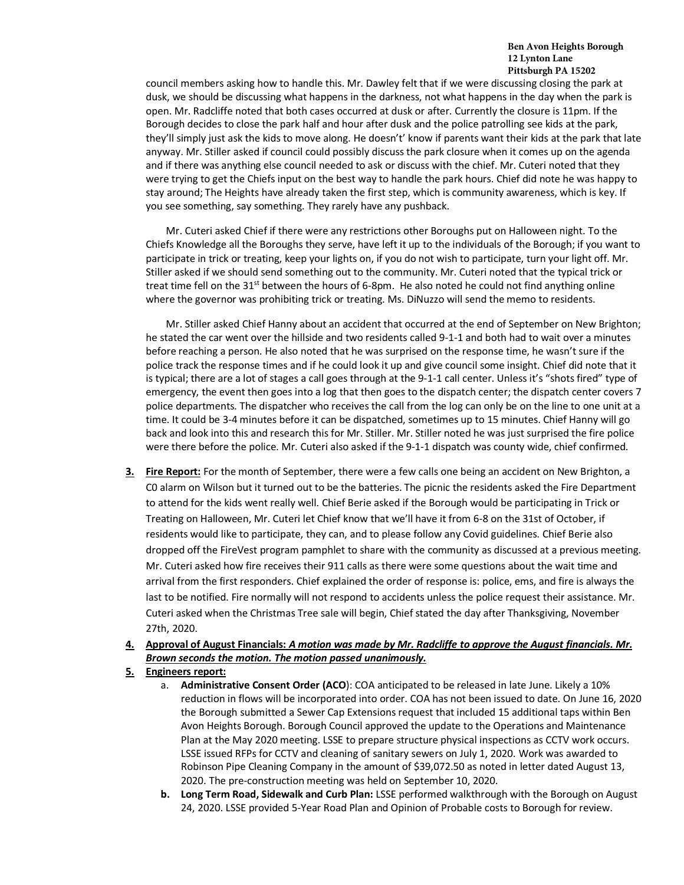council members asking how to handle this. Mr. Dawley felt that if we were discussing closing the park at dusk, we should be discussing what happens in the darkness, not what happens in the day when the park is open. Mr. Radcliffe noted that both cases occurred at dusk or after. Currently the closure is 11pm. If the Borough decides to close the park half and hour after dusk and the police patrolling see kids at the park, they'll simply just ask the kids to move along. He doesn't' know if parents want their kids at the park that late anyway. Mr. Stiller asked if council could possibly discuss the park closure when it comes up on the agenda and if there was anything else council needed to ask or discuss with the chief. Mr. Cuteri noted that they were trying to get the Chiefs input on the best way to handle the park hours. Chief did note he was happy to stay around; The Heights have already taken the first step, which is community awareness, which is key. If you see something, say something. They rarely have any pushback.

Mr. Cuteri asked Chief if there were any restrictions other Boroughs put on Halloween night. To the Chiefs Knowledge all the Boroughs they serve, have left it up to the individuals of the Borough; if you want to participate in trick or treating, keep your lights on, if you do not wish to participate, turn your light off. Mr. Stiller asked if we should send something out to the community. Mr. Cuteri noted that the typical trick or treat time fell on the 31st between the hours of 6-8pm. He also noted he could not find anything online where the governor was prohibiting trick or treating. Ms. DiNuzzo will send the memo to residents.

Mr. Stiller asked Chief Hanny about an accident that occurred at the end of September on New Brighton; he stated the car went over the hillside and two residents called 9-1-1 and both had to wait over a minutes before reaching a person. He also noted that he was surprised on the response time, he wasn't sure if the police track the response times and if he could look it up and give council some insight. Chief did note that it is typical; there are a lot of stages a call goes through at the 9-1-1 call center. Unless it's "shots fired" type of emergency, the event then goes into a log that then goes to the dispatch center; the dispatch center covers 7 police departments. The dispatcher who receives the call from the log can only be on the line to one unit at a time. It could be 3-4 minutes before it can be dispatched, sometimes up to 15 minutes. Chief Hanny will go back and look into this and research this for Mr. Stiller. Mr. Stiller noted he was just surprised the fire police were there before the police. Mr. Cuteri also asked if the 9-1-1 dispatch was county wide, chief confirmed.

3. **Fire Report:** For the month of September, there were a few calls one being an accident on New Brighton, a C0 alarm on Wilson but it turned out to be the batteries. The picnic the residents asked the Fire Department to attend for the kids went really well. Chief Berie asked if the Borough would be participating in Trick or Treating on Halloween, Mr. Cuteri let Chief know that we'll have it from 6-8 on the 31st of October, if residents would like to participate, they can, and to please follow any Covid guidelines. Chief Berie also dropped off the FireVest program pamphlet to share with the community as discussed at a previous meeting. Mr. Cuteri asked how fire receives their 911 calls as there were some questions about the wait time and arrival from the first responders. Chief explained the order of response is: police, ems, and fire is always the last to be notified. Fire normally will not respond to accidents unless the police request their assistance. Mr. Cuteri asked when the Christmas Tree sale will begin, Chief stated the day after Thanksgiving, November 27th, 2020.

4. **Approval of August Financials:** ***A motion was made by Mr. Radcliffe to approve the August financials. Mr. Brown seconds the motion. The motion passed unanimously.***

5. **Engineers report:**
   a. **Administrative Consent Order (ACO)**: COA anticipated to be released in late June. Likely a 10% reduction in flows will be incorporated into order. COA has not been issued to date. On June 16, 2020 the Borough submitted a Sewer Cap Extensions request that included 15 additional taps within Ben Avon Heights Borough. Borough Council approved the update to the Operations and Maintenance Plan at the May 2020 meeting. LSSE to prepare structure physical inspections as CCTV work occurs. LSSE issued RFPs for CCTV and cleaning of sanitary sewers on July 1, 2020. Work was awarded to Robinson Pipe Cleaning Company in the amount of $39,072.50 as noted in letter dated August 13, 2020. The pre-construction meeting was held on September 10, 2020.
   b. **Long Term Road, Sidewalk and Curb Plan:** LSSE performed walkthrough with the Borough on August 24, 2020. LSSE provided 5-Year Road Plan and Opinion of Probable costs to Borough for review.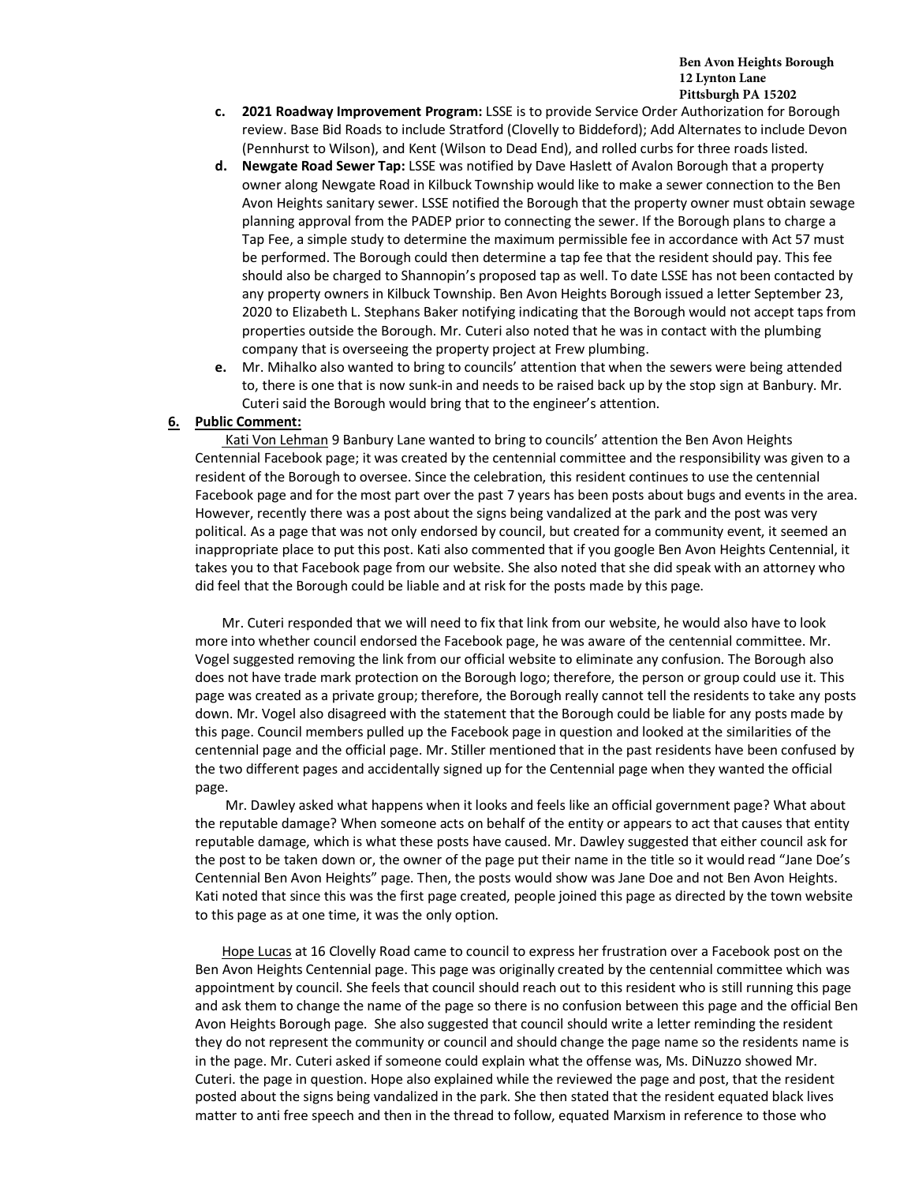- **c. 2021 Roadway Improvement Program:** LSSE is to provide Service Order Authorization for Borough review. Base Bid Roads to include Stratford (Clovelly to Biddeford); Add Alternates to include Devon (Pennhurst to Wilson), and Kent (Wilson to Dead End), and rolled curbs for three roads listed.
- **d. Newgate Road Sewer Tap:** LSSE was notified by Dave Haslett of Avalon Borough that a property owner along Newgate Road in Kilbuck Township would like to make a sewer connection to the Ben Avon Heights sanitary sewer. LSSE notified the Borough that the property owner must obtain sewage planning approval from the PADEP prior to connecting the sewer. If the Borough plans to charge a Tap Fee, a simple study to determine the maximum permissible fee in accordance with Act 57 must be performed. The Borough could then determine a tap fee that the resident should pay. This fee should also be charged to Shannopin's proposed tap as well. To date LSSE has not been contacted by any property owners in Kilbuck Township. Ben Avon Heights Borough issued a letter September 23, 2020 to Elizabeth L. Stephans Baker notifying indicating that the Borough would not accept taps from properties outside the Borough. Mr. Cuteri also noted that he was in contact with the plumbing company that is overseeing the property project at Frew plumbing.
- **e.** Mr. Mihalko also wanted to bring to councils' attention that when the sewers were being attended to, there is one that is now sunk-in and needs to be raised back up by the stop sign at Banbury. Mr. Cuteri said the Borough would bring that to the engineer's attention.

**6. Public Comment:**

Kati Von Lehman 9 Banbury Lane wanted to bring to councils' attention the Ben Avon Heights Centennial Facebook page; it was created by the centennial committee and the responsibility was given to a resident of the Borough to oversee. Since the celebration, this resident continues to use the centennial Facebook page and for the most part over the past 7 years has been posts about bugs and events in the area. However, recently there was a post about the signs being vandalized at the park and the post was very political. As a page that was not only endorsed by council, but created for a community event, it seemed an inappropriate place to put this post. Kati also commented that if you google Ben Avon Heights Centennial, it takes you to that Facebook page from our website. She also noted that she did speak with an attorney who did feel that the Borough could be liable and at risk for the posts made by this page.

Mr. Cuteri responded that we will need to fix that link from our website, he would also have to look more into whether council endorsed the Facebook page, he was aware of the centennial committee. Mr. Vogel suggested removing the link from our official website to eliminate any confusion. The Borough also does not have trade mark protection on the Borough logo; therefore, the person or group could use it. This page was created as a private group; therefore, the Borough really cannot tell the residents to take any posts down. Mr. Vogel also disagreed with the statement that the Borough could be liable for any posts made by this page. Council members pulled up the Facebook page in question and looked at the similarities of the centennial page and the official page. Mr. Stiller mentioned that in the past residents have been confused by the two different pages and accidentally signed up for the Centennial page when they wanted the official page.

Mr. Dawley asked what happens when it looks and feels like an official government page? What about the reputable damage? When someone acts on behalf of the entity or appears to act that causes that entity reputable damage, which is what these posts have caused. Mr. Dawley suggested that either council ask for the post to be taken down or, the owner of the page put their name in the title so it would read "Jane Doe's Centennial Ben Avon Heights" page. Then, the posts would show was Jane Doe and not Ben Avon Heights. Kati noted that since this was the first page created, people joined this page as directed by the town website to this page as at one time, it was the only option.

Hope Lucas at 16 Clovelly Road came to council to express her frustration over a Facebook post on the Ben Avon Heights Centennial page. This page was originally created by the centennial committee which was appointment by council. She feels that council should reach out to this resident who is still running this page and ask them to change the name of the page so there is no confusion between this page and the official Ben Avon Heights Borough page. She also suggested that council should write a letter reminding the resident they do not represent the community or council and should change the page name so the residents name is in the page. Mr. Cuteri asked if someone could explain what the offense was, Ms. DiNuzzo showed Mr. Cuteri. the page in question. Hope also explained while the reviewed the page and post, that the resident posted about the signs being vandalized in the park. She then stated that the resident equated black lives matter to anti free speech and then in the thread to follow, equated Marxism in reference to those who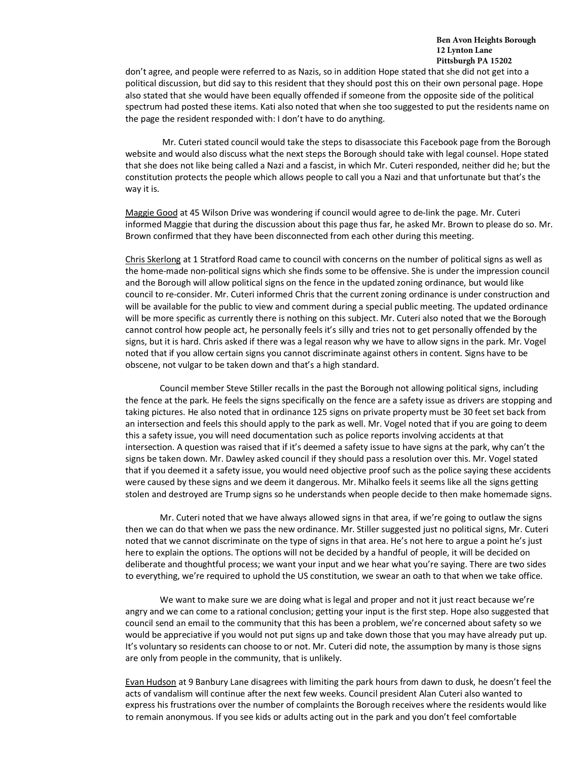don't agree, and people were referred to as Nazis, so in addition Hope stated that she did not get into a political discussion, but did say to this resident that they should post this on their own personal page. Hope also stated that she would have been equally offended if someone from the opposite side of the political spectrum had posted these items. Kati also noted that when she too suggested to put the residents name on the page the resident responded with: I don't have to do anything.

Mr. Cuteri stated council would take the steps to disassociate this Facebook page from the Borough website and would also discuss what the next steps the Borough should take with legal counsel. Hope stated that she does not like being called a Nazi and a fascist, in which Mr. Cuteri responded, neither did he; but the constitution protects the people which allows people to call you a Nazi and that unfortunate but that's the way it is.

<u>Maggie Good</u> at 45 Wilson Drive was wondering if council would agree to de-link the page. Mr. Cuteri informed Maggie that during the discussion about this page thus far, he asked Mr. Brown to please do so. Mr. Brown confirmed that they have been disconnected from each other during this meeting.

<u>Chris Skerlong</u> at 1 Stratford Road came to council with concerns on the number of political signs as well as the home-made non-political signs which she finds some to be offensive. She is under the impression council and the Borough will allow political signs on the fence in the updated zoning ordinance, but would like council to re-consider. Mr. Cuteri informed Chris that the current zoning ordinance is under construction and will be available for the public to view and comment during a special public meeting. The updated ordinance will be more specific as currently there is nothing on this subject. Mr. Cuteri also noted that we the Borough cannot control how people act, he personally feels it's silly and tries not to get personally offended by the signs, but it is hard. Chris asked if there was a legal reason why we have to allow signs in the park. Mr. Vogel noted that if you allow certain signs you cannot discriminate against others in content. Signs have to be obscene, not vulgar to be taken down and that's a high standard.

Council member Steve Stiller recalls in the past the Borough not allowing political signs, including the fence at the park. He feels the signs specifically on the fence are a safety issue as drivers are stopping and taking pictures. He also noted that in ordinance 125 signs on private property must be 30 feet set back from an intersection and feels this should apply to the park as well. Mr. Vogel noted that if you are going to deem this a safety issue, you will need documentation such as police reports involving accidents at that intersection. A question was raised that if it's deemed a safety issue to have signs at the park, why can't the signs be taken down. Mr. Dawley asked council if they should pass a resolution over this. Mr. Vogel stated that if you deemed it a safety issue, you would need objective proof such as the police saying these accidents were caused by these signs and we deem it dangerous. Mr. Mihalko feels it seems like all the signs getting stolen and destroyed are Trump signs so he understands when people decide to then make homemade signs.

Mr. Cuteri noted that we have always allowed signs in that area, if we're going to outlaw the signs then we can do that when we pass the new ordinance. Mr. Stiller suggested just no political signs, Mr. Cuteri noted that we cannot discriminate on the type of signs in that area. He's not here to argue a point he's just here to explain the options. The options will not be decided by a handful of people, it will be decided on deliberate and thoughtful process; we want your input and we hear what you're saying. There are two sides to everything, we're required to uphold the US constitution, we swear an oath to that when we take office.

We want to make sure we are doing what is legal and proper and not it just react because we're angry and we can come to a rational conclusion; getting your input is the first step. Hope also suggested that council send an email to the community that this has been a problem, we're concerned about safety so we would be appreciative if you would not put signs up and take down those that you may have already put up. It's voluntary so residents can choose to or not. Mr. Cuteri did note, the assumption by many is those signs are only from people in the community, that is unlikely.

<u>Evan Hudson</u> at 9 Banbury Lane disagrees with limiting the park hours from dawn to dusk, he doesn't feel the acts of vandalism will continue after the next few weeks. Council president Alan Cuteri also wanted to express his frustrations over the number of complaints the Borough receives where the residents would like to remain anonymous. If you see kids or adults acting out in the park and you don't feel comfortable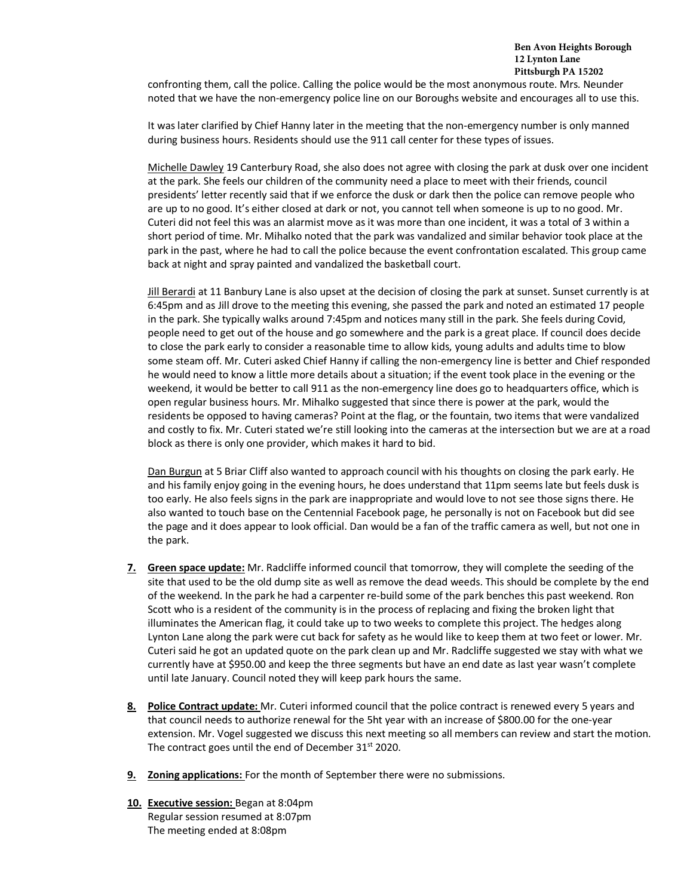confronting them, call the police. Calling the police would be the most anonymous route. Mrs. Neunder noted that we have the non-emergency police line on our Boroughs website and encourages all to use this.

It was later clarified by Chief Hanny later in the meeting that the non-emergency number is only manned during business hours. Residents should use the 911 call center for these types of issues.

Michelle Dawley 19 Canterbury Road, she also does not agree with closing the park at dusk over one incident at the park. She feels our children of the community need a place to meet with their friends, council presidents' letter recently said that if we enforce the dusk or dark then the police can remove people who are up to no good. It's either closed at dark or not, you cannot tell when someone is up to no good. Mr. Cuteri did not feel this was an alarmist move as it was more than one incident, it was a total of 3 within a short period of time. Mr. Mihalko noted that the park was vandalized and similar behavior took place at the park in the past, where he had to call the police because the event confrontation escalated. This group came back at night and spray painted and vandalized the basketball court.

Jill Berardi at 11 Banbury Lane is also upset at the decision of closing the park at sunset. Sunset currently is at 6:45pm and as Jill drove to the meeting this evening, she passed the park and noted an estimated 17 people in the park. She typically walks around 7:45pm and notices many still in the park. She feels during Covid, people need to get out of the house and go somewhere and the park is a great place. If council does decide to close the park early to consider a reasonable time to allow kids, young adults and adults time to blow some steam off. Mr. Cuteri asked Chief Hanny if calling the non-emergency line is better and Chief responded he would need to know a little more details about a situation; if the event took place in the evening or the weekend, it would be better to call 911 as the non-emergency line does go to headquarters office, which is open regular business hours. Mr. Mihalko suggested that since there is power at the park, would the residents be opposed to having cameras? Point at the flag, or the fountain, two items that were vandalized and costly to fix. Mr. Cuteri stated we're still looking into the cameras at the intersection but we are at a road block as there is only one provider, which makes it hard to bid.

Dan Burgun at 5 Briar Cliff also wanted to approach council with his thoughts on closing the park early. He and his family enjoy going in the evening hours, he does understand that 11pm seems late but feels dusk is too early. He also feels signs in the park are inappropriate and would love to not see those signs there. He also wanted to touch base on the Centennial Facebook page, he personally is not on Facebook but did see the page and it does appear to look official. Dan would be a fan of the traffic camera as well, but not one in the park.

7. **Green space update:** Mr. Radcliffe informed council that tomorrow, they will complete the seeding of the site that used to be the old dump site as well as remove the dead weeds. This should be complete by the end of the weekend. In the park he had a carpenter re-build some of the park benches this past weekend. Ron Scott who is a resident of the community is in the process of replacing and fixing the broken light that illuminates the American flag, it could take up to two weeks to complete this project. The hedges along Lynton Lane along the park were cut back for safety as he would like to keep them at two feet or lower. Mr. Cuteri said he got an updated quote on the park clean up and Mr. Radcliffe suggested we stay with what we currently have at $950.00 and keep the three segments but have an end date as last year wasn't complete until late January. Council noted they will keep park hours the same.

8. **Police Contract update:** Mr. Cuteri informed council that the police contract is renewed every 5 years and that council needs to authorize renewal for the 5ht year with an increase of $800.00 for the one-year extension. Mr. Vogel suggested we discuss this next meeting so all members can review and start the motion. The contract goes until the end of December 31st 2020.

9. **Zoning applications:** For the month of September there were no submissions.

10. **Executive session:** Began at 8:04pm
    Regular session resumed at 8:07pm
    The meeting ended at 8:08pm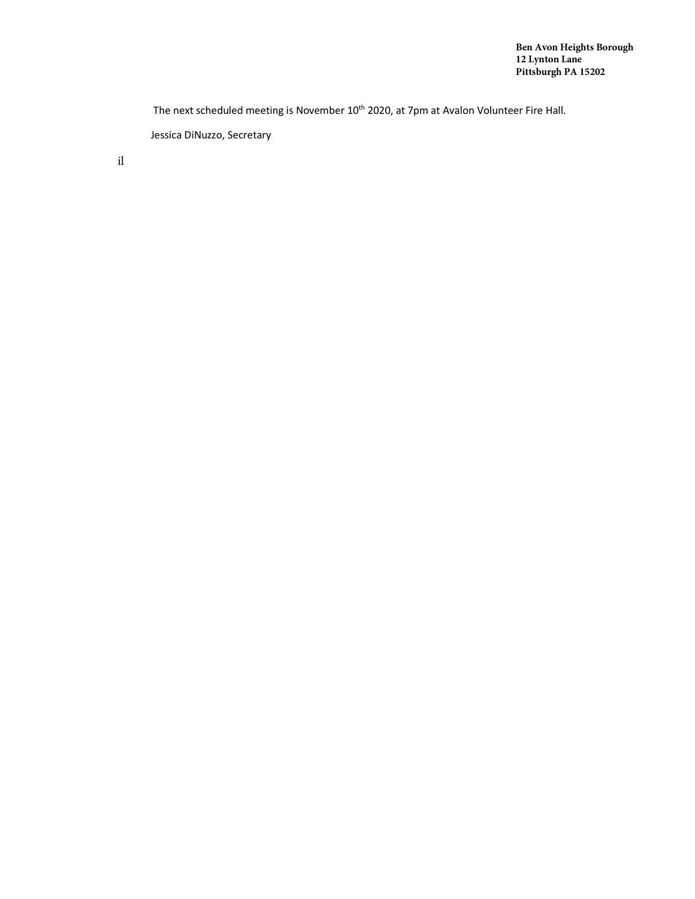The next scheduled meeting is November 10th 2020, at 7pm at Avalon Volunteer Fire Hall.

Jessica DiNuzzo, Secretary

il